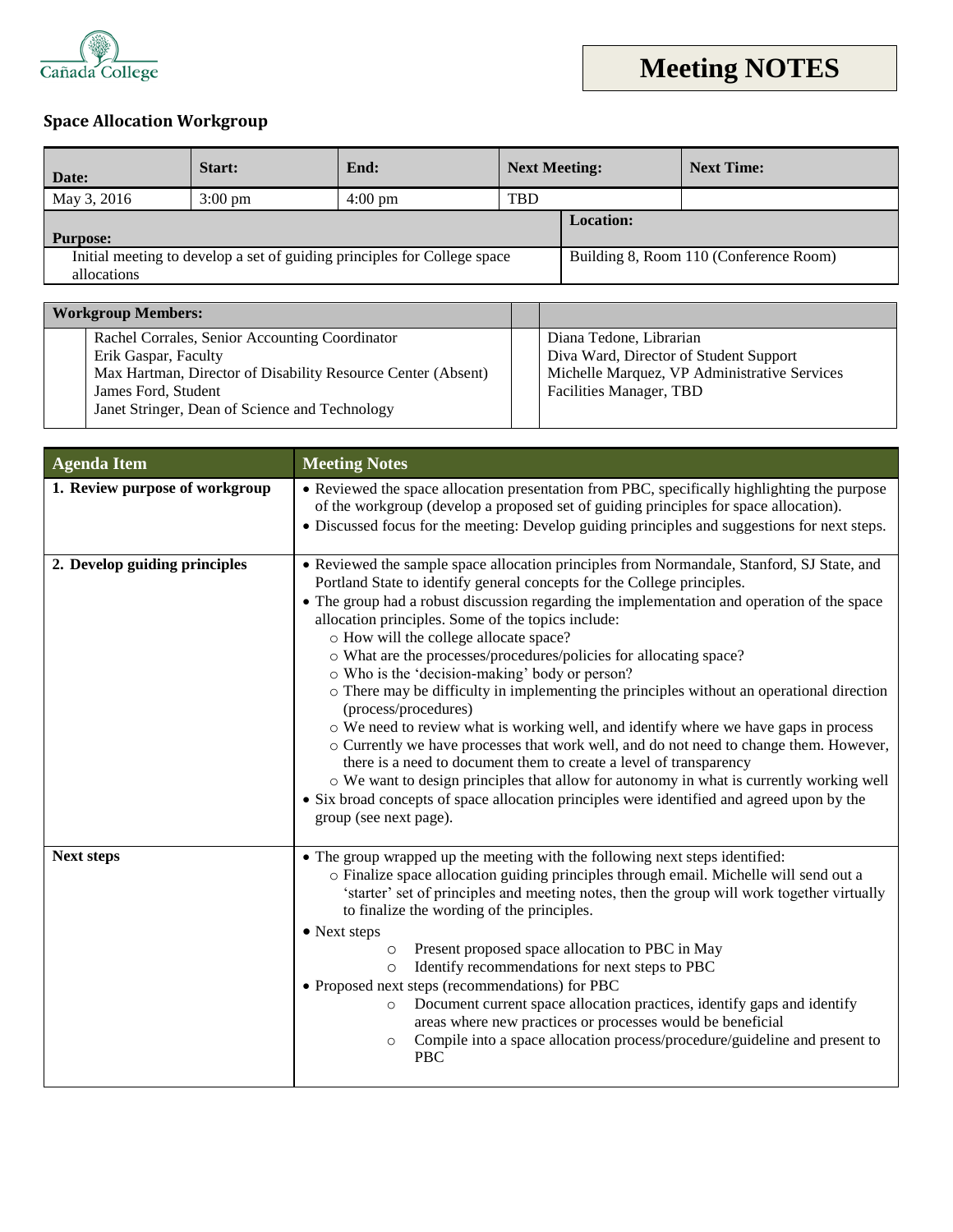# Meeting NOTES

## Space Allocation Workgroup

| Date: | Start: | End: | Next Meeting: | Next Time: |
|---|---|---|---|---|
| May 3, 2016 | 3:00 pm | 4:00 pm | TBD | |

| Purpose: | Location: |
|---|---|
| Initial meeting to develop a set of guiding principles for College space allocations | Building 8, Room 110 (Conference Room) |

| Workgroup Members: | |
|---|---|
| Rachel Corrales, Senior Accounting Coordinator | Diana Tedone, Librarian |
| Erik Gaspar, Faculty | Diva Ward, Director of Student Support |
| Max Hartman, Director of Disability Resource Center (Absent) | Michelle Marquez, VP Administrative Services |
| James Ford, Student | Facilities Manager, TBD |
| Janet Stringer, Dean of Science and Technology | |

| Agenda Item | Meeting Notes |
|---|---|
| **1. Review purpose of workgroup** | • Reviewed the space allocation presentation from PBC, specifically highlighting the purpose of the workgroup (develop a proposed set of guiding principles for space allocation).<br>• Discussed focus for the meeting: Develop guiding principles and suggestions for next steps. |
| **2. Develop guiding principles** | • Reviewed the sample space allocation principles from Normandale, Stanford, SJ State, and Portland State to identify general concepts for the College principles.<br>• The group had a robust discussion regarding the implementation and operation of the space allocation principles. Some of the topics include:<br>○ How will the college allocate space?<br>○ What are the processes/procedures/policies for allocating space?<br>○ Who is the 'decision-making' body or person?<br>○ There may be difficulty in implementing the principles without an operational direction (process/procedures)<br>○ We need to review what is working well, and identify where we have gaps in process<br>○ Currently we have processes that work well, and do not need to change them. However, there is a need to document them to create a level of transparency<br>○ We want to design principles that allow for autonomy in what is currently working well<br>• Six broad concepts of space allocation principles were identified and agreed upon by the group (see next page). |
| **Next steps** | • The group wrapped up the meeting with the following next steps identified:<br>○ Finalize space allocation guiding principles through email. Michelle will send out a 'starter' set of principles and meeting notes, then the group will work together virtually to finalize the wording of the principles.<br>• Next steps<br>○ Present proposed space allocation to PBC in May<br>○ Identify recommendations for next steps to PBC<br>• Proposed next steps (recommendations) for PBC<br>○ Document current space allocation practices, identify gaps and identify areas where new practices or processes would be beneficial<br>○ Compile into a space allocation process/procedure/guideline and present to PBC |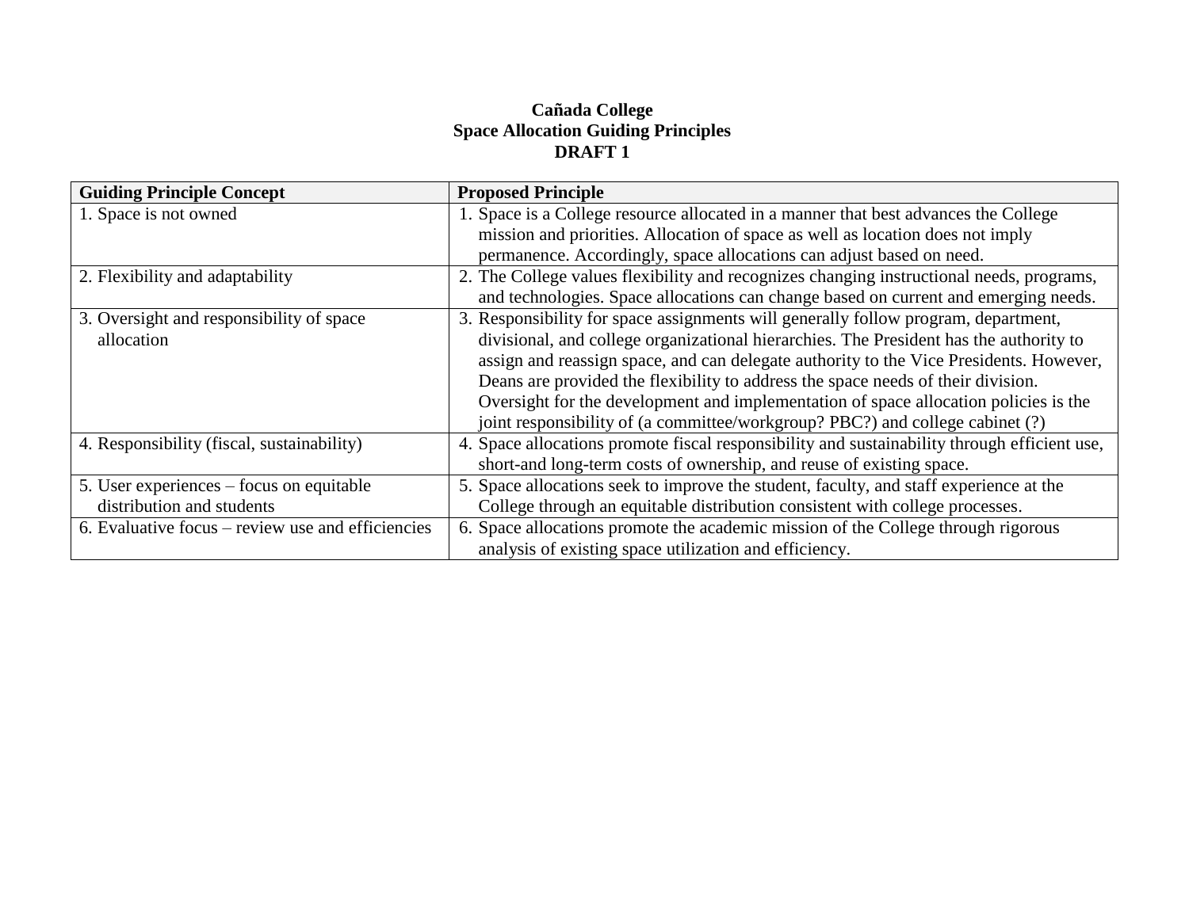**Cañada College**
**Space Allocation Guiding Principles**
**DRAFT 1**

| Guiding Principle Concept | Proposed Principle |
|---|---|
| 1. Space is not owned | 1. Space is a College resource allocated in a manner that best advances the College mission and priorities. Allocation of space as well as location does not imply permanence. Accordingly, space allocations can adjust based on need. |
| 2. Flexibility and adaptability | 2. The College values flexibility and recognizes changing instructional needs, programs, and technologies. Space allocations can change based on current and emerging needs. |
| 3. Oversight and responsibility of space allocation | 3. Responsibility for space assignments will generally follow program, department, divisional, and college organizational hierarchies. The President has the authority to assign and reassign space, and can delegate authority to the Vice Presidents. However, Deans are provided the flexibility to address the space needs of their division. Oversight for the development and implementation of space allocation policies is the joint responsibility of (a committee/workgroup? PBC?) and college cabinet (?) |
| 4. Responsibility (fiscal, sustainability) | 4. Space allocations promote fiscal responsibility and sustainability through efficient use, short-and long-term costs of ownership, and reuse of existing space. |
| 5. User experiences – focus on equitable distribution and students | 5. Space allocations seek to improve the student, faculty, and staff experience at the College through an equitable distribution consistent with college processes. |
| 6. Evaluative focus – review use and efficiencies | 6. Space allocations promote the academic mission of the College through rigorous analysis of existing space utilization and efficiency. |